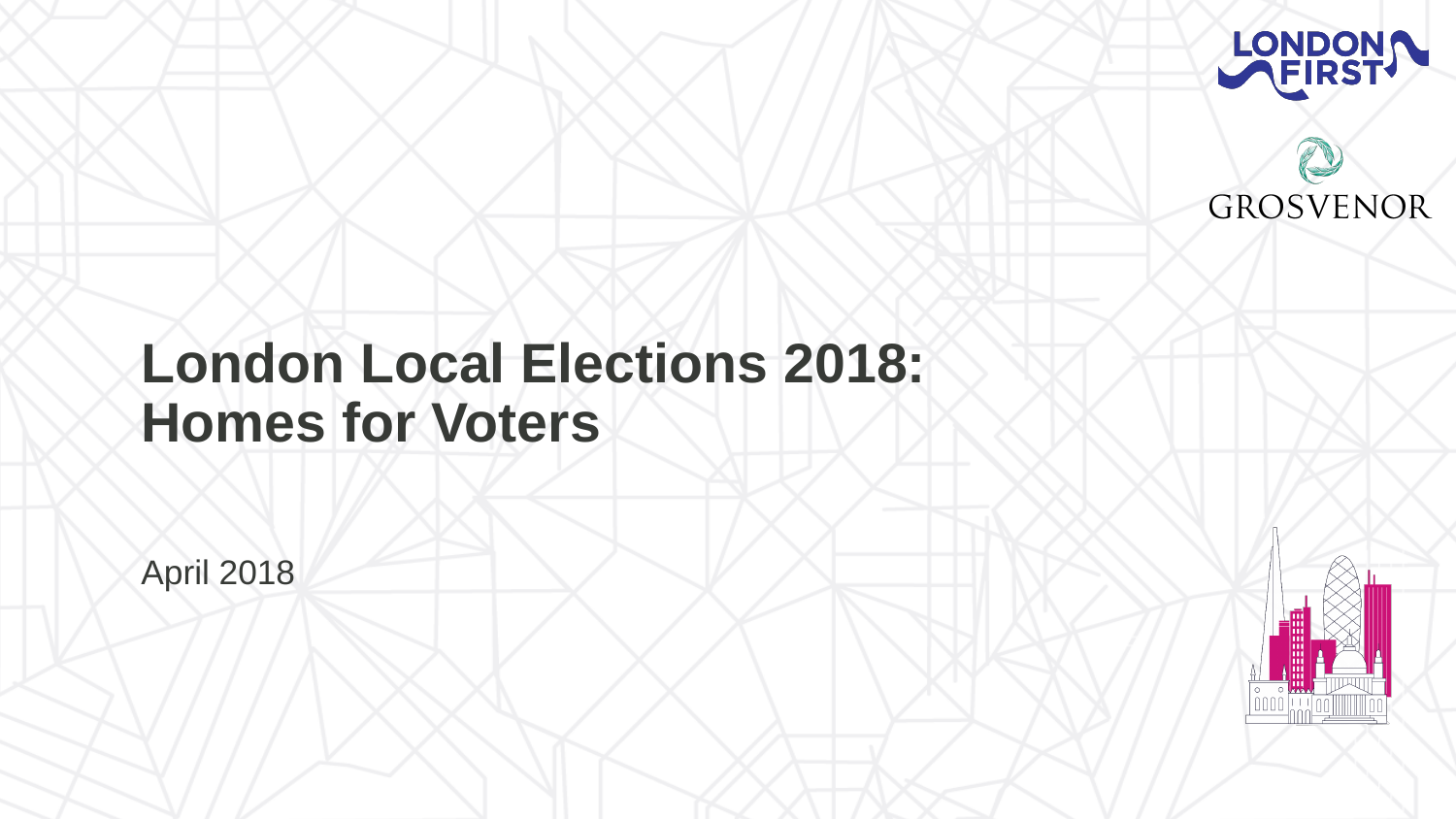LONDON FIRST

GROSVENOR

# London Local Elections 2018: Homes for Voters

April 2018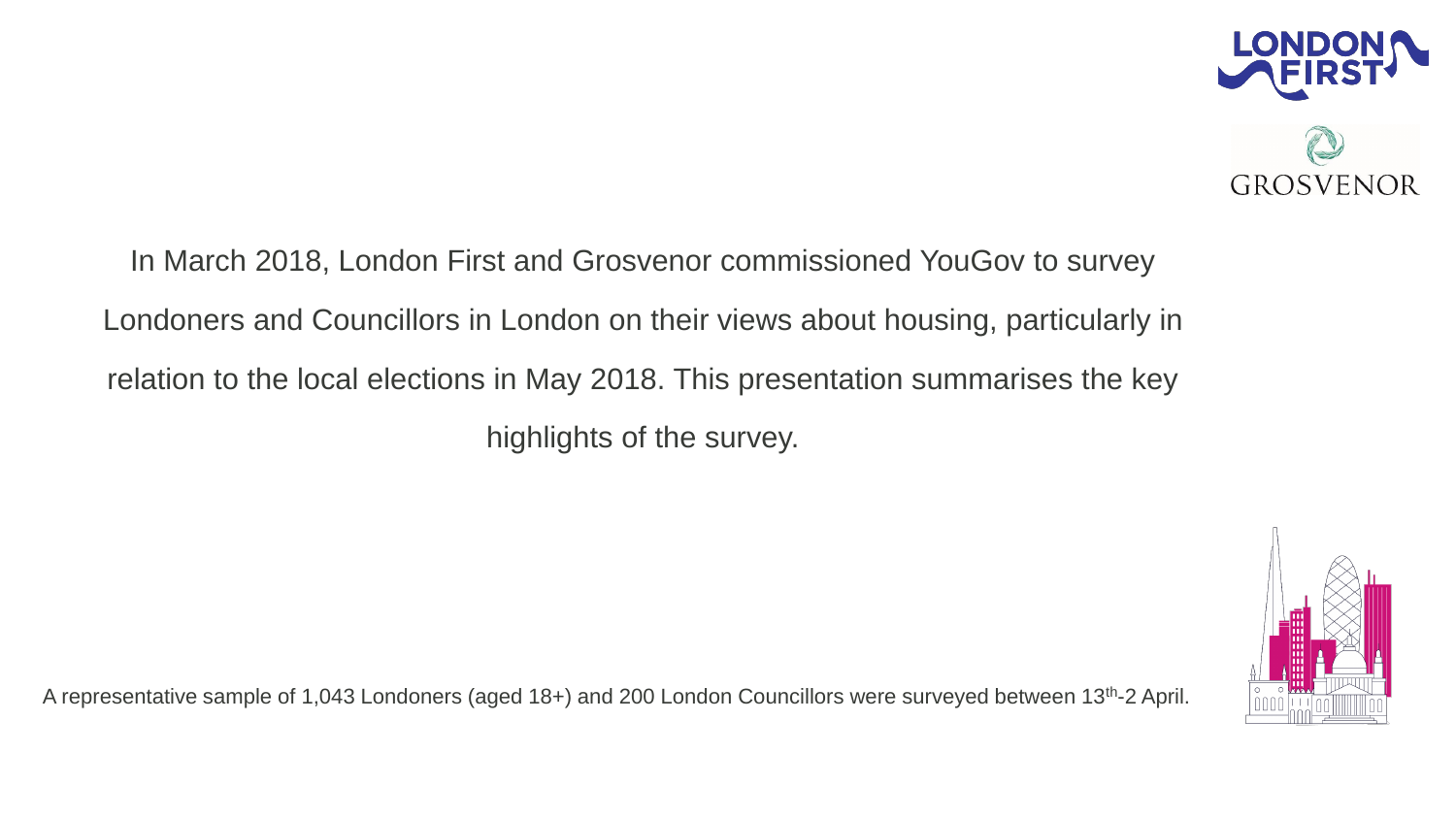In March 2018, London First and Grosvenor commissioned YouGov to survey Londoners and Councillors in London on their views about housing, particularly in relation to the local elections in May 2018. This presentation summarises the key highlights of the survey.

A representative sample of 1,043 Londoners (aged 18+) and 200 London Councillors were surveyed between 13th-2 April.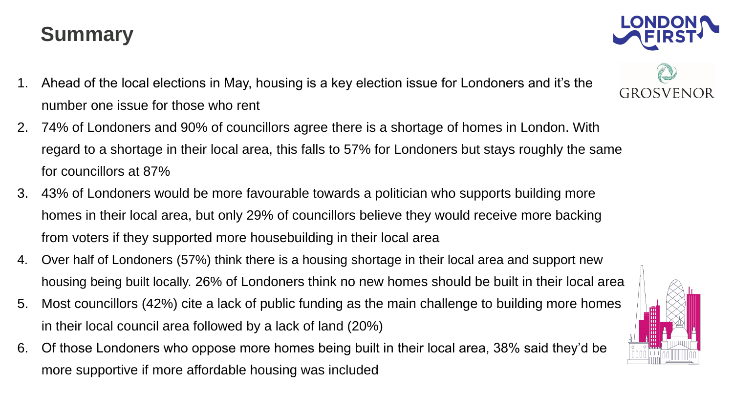# Summary

1. Ahead of the local elections in May, housing is a key election issue for Londoners and it's the number one issue for those who rent
2. 74% of Londoners and 90% of councillors agree there is a shortage of homes in London. With regard to a shortage in their local area, this falls to 57% for Londoners but stays roughly the same for councillors at 87%
3. 43% of Londoners would be more favourable towards a politician who supports building more homes in their local area, but only 29% of councillors believe they would receive more backing from voters if they supported more housebuilding in their local area
4. Over half of Londoners (57%) think there is a housing shortage in their local area and support new housing being built locally. 26% of Londoners think no new homes should be built in their local area
5. Most councillors (42%) cite a lack of public funding as the main challenge to building more homes in their local council area followed by a lack of land (20%)
6. Of those Londoners who oppose more homes being built in their local area, 38% said they'd be more supportive if more affordable housing was included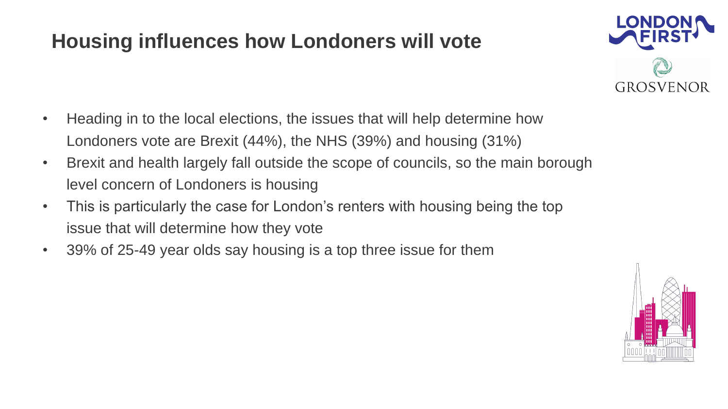# Housing influences how Londoners will vote

- Heading in to the local elections, the issues that will help determine how Londoners vote are Brexit (44%), the NHS (39%) and housing (31%)
- Brexit and health largely fall outside the scope of councils, so the main borough level concern of Londoners is housing
- This is particularly the case for London's renters with housing being the top issue that will determine how they vote
- 39% of 25-49 year olds say housing is a top three issue for them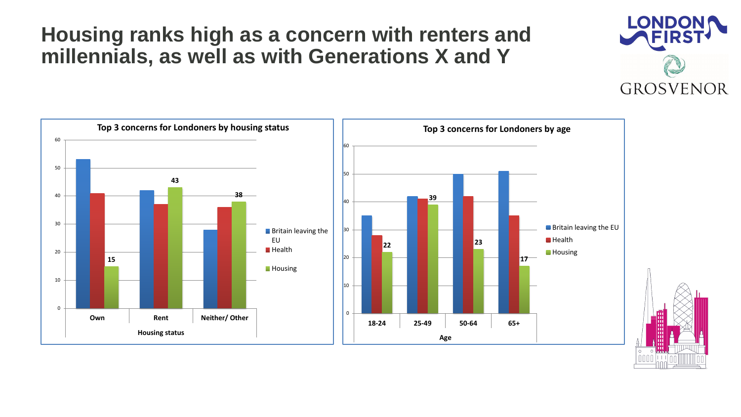# Housing ranks high as a concern with renters and millennials, as well as with Generations X and Y

**Top 3 concerns for Londoners by housing status**

| Housing status | Britain leaving the EU | Health | Housing |
| --- | --- | --- | --- |
| Own | | | 15 |
| Rent | | | 43 |
| Neither/ Other | | | 38 |

**Top 3 concerns for Londoners by age**

| Age | Britain leaving the EU | Health | Housing |
| --- | --- | --- | --- |
| 18-24 | | | 22 |
| 25-49 | | | 39 |
| 50-64 | | | 23 |
| 65+ | | | 17 |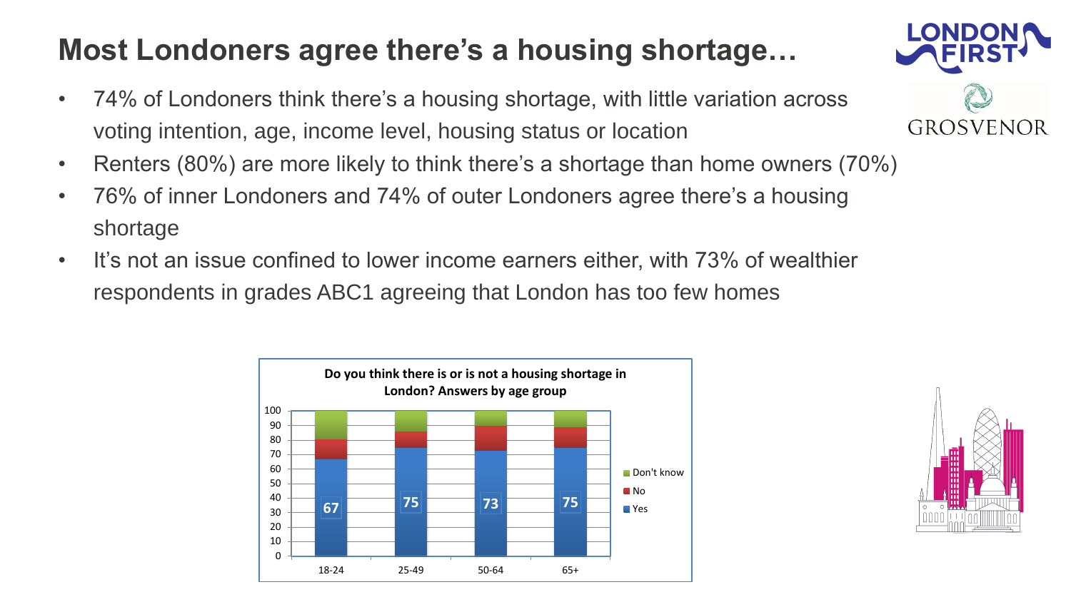# Most Londoners agree there's a housing shortage…

- 74% of Londoners think there's a housing shortage, with little variation across voting intention, age, income level, housing status or location
- Renters (80%) are more likely to think there's a shortage than home owners (70%)
- 76% of inner Londoners and 74% of outer Londoners agree there's a housing shortage
- It's not an issue confined to lower income earners either, with 73% of wealthier respondents in grades ABC1 agreeing that London has too few homes

**Do you think there is or is not a housing shortage in London? Answers by age group**

| Age group | Yes |
|---|---|
| 18-24 | 67 |
| 25-49 | 75 |
| 50-64 | 73 |
| 65+ | 75 |

Legend: Don't know, No, Yes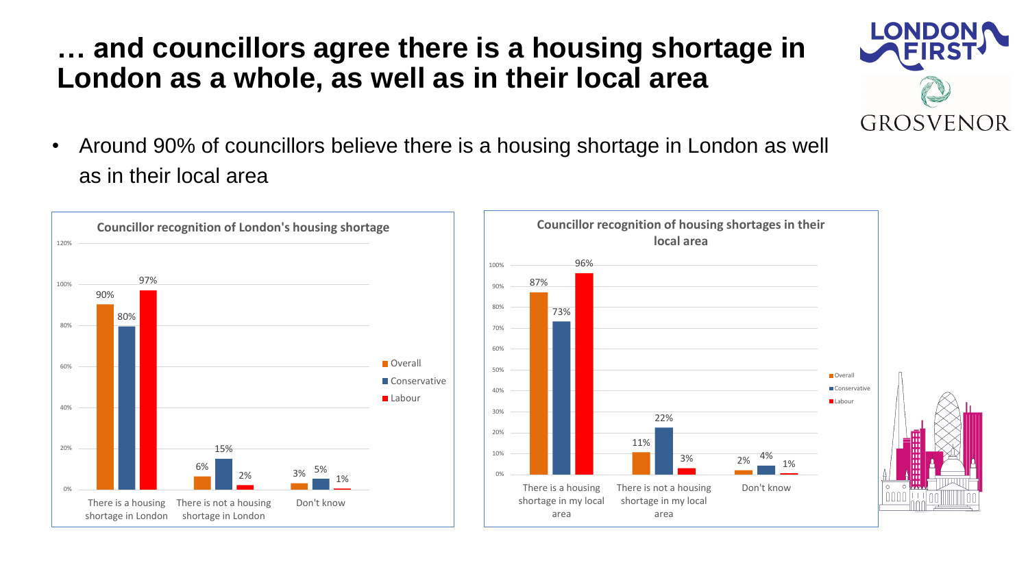# … and councillors agree there is a housing shortage in London as a whole, as well as in their local area

- Around 90% of councillors believe there is a housing shortage in London as well as in their local area

**Councillor recognition of London's housing shortage**

| | Overall | Conservative | Labour |
|---|---|---|---|
| There is a housing shortage in London | 90% | 80% | 97% |
| There is not a housing shortage in London | 6% | 15% | 2% |
| Don't know | 3% | 5% | 1% |

**Councillor recognition of housing shortages in their local area**

| | Overall | Conservative | Labour |
|---|---|---|---|
| There is a housing shortage in my local area | 87% | 73% | 96% |
| There is not a housing shortage in my local area | 11% | 22% | 3% |
| Don't know | 2% | 4% | 1% |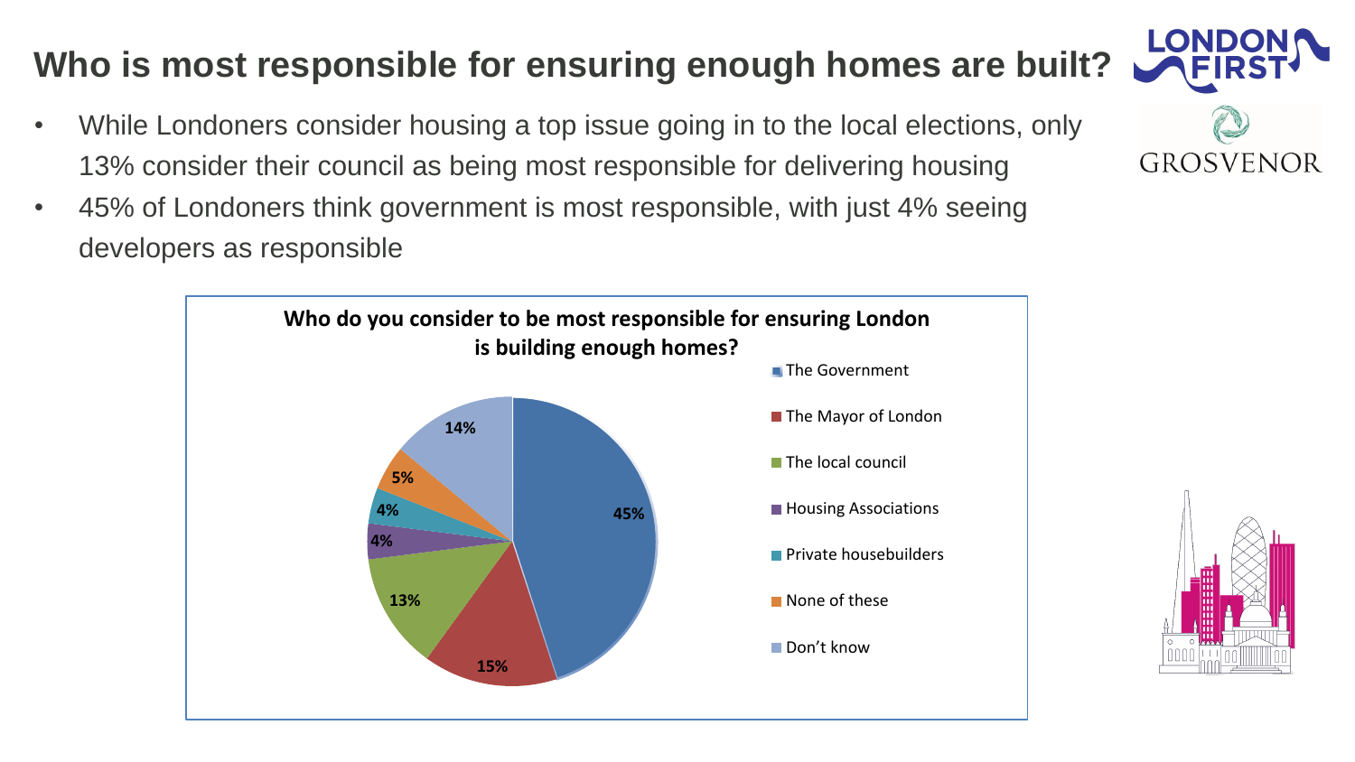# Who is most responsible for ensuring enough homes are built?

- While Londoners consider housing a top issue going in to the local elections, only 13% consider their council as being most responsible for delivering housing
- 45% of Londoners think government is most responsible, with just 4% seeing developers as responsible

**Who do you consider to be most responsible for ensuring London is building enough homes?**

| Response | % |
|---|---|
| The Government | 45% |
| The Mayor of London | 15% |
| The local council | 13% |
| Housing Associations | 4% |
| Private housebuilders | 4% |
| None of these | 5% |
| Don't know | 14% |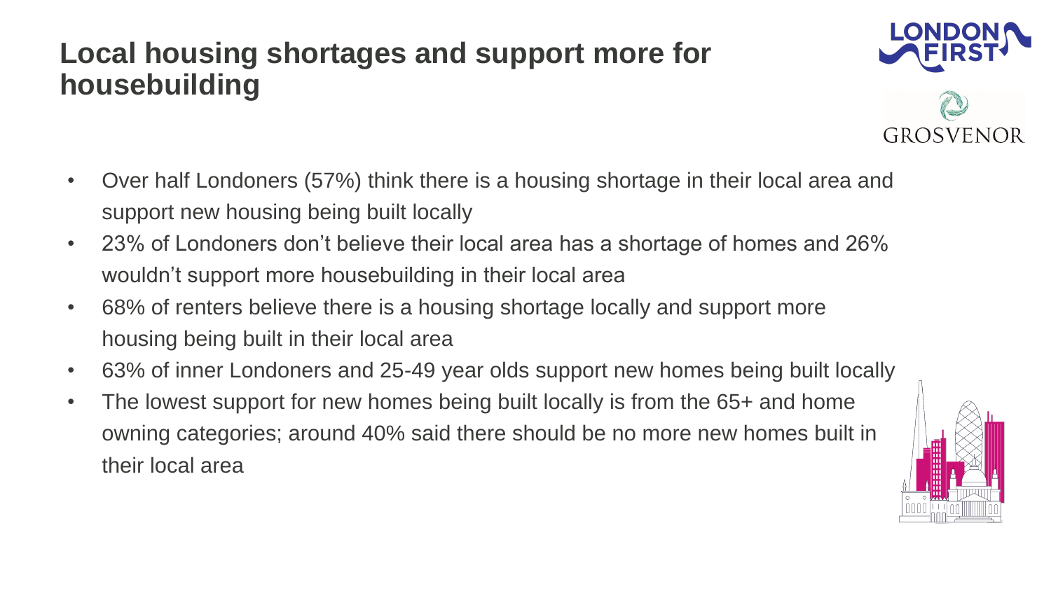# Local housing shortages and support more for housebuilding

- Over half Londoners (57%) think there is a housing shortage in their local area and support new housing being built locally
- 23% of Londoners don't believe their local area has a shortage of homes and 26% wouldn't support more housebuilding in their local area
- 68% of renters believe there is a housing shortage locally and support more housing being built in their local area
- 63% of inner Londoners and 25-49 year olds support new homes being built locally
- The lowest support for new homes being built locally is from the 65+ and home owning categories; around 40% said there should be no more new homes built in their local area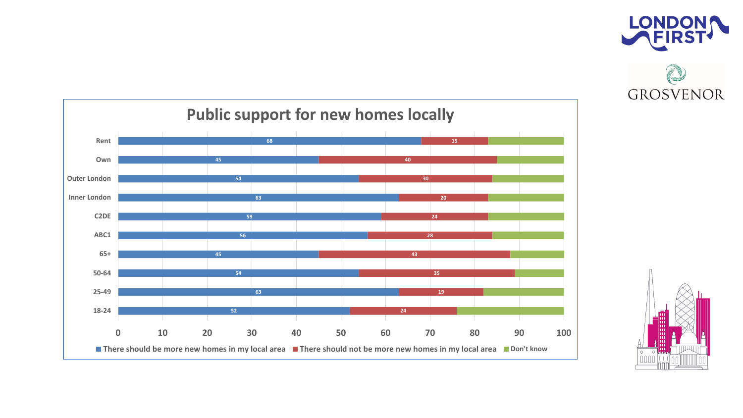## Public support for new homes locally

| | There should be more new homes in my local area | There should not be more new homes in my local area | Don't know |
|---|---|---|---|
| Rent | 68 | 15 | |
| Own | 45 | 40 | |
| Outer London | 54 | 30 | |
| Inner London | 63 | 20 | |
| C2DE | 59 | 24 | |
| ABC1 | 56 | 28 | |
| 65+ | 45 | 43 | |
| 50-64 | 54 | 35 | |
| 25-49 | 63 | 19 | |
| 18-24 | 52 | 24 | |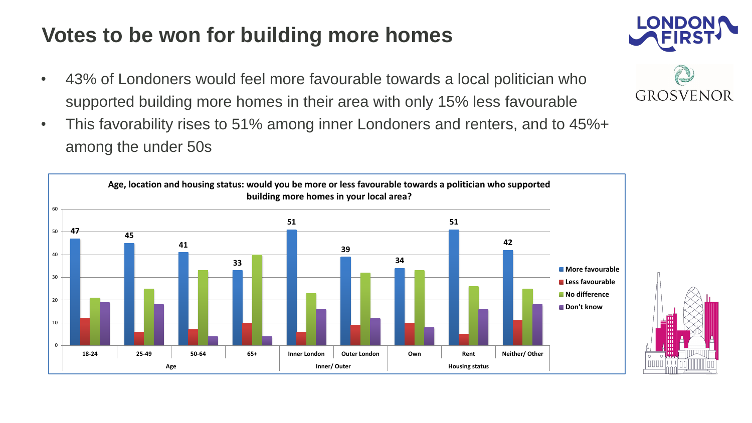# Votes to be won for building more homes

- 43% of Londoners would feel more favourable towards a local politician who supported building more homes in their area with only 15% less favourable
- This favorability rises to 51% among inner Londoners and renters, and to 45%+ among the under 50s

**Age, location and housing status: would you be more or less favourable towards a politician who supported building more homes in your local area?**

| Group | Category | More favourable | Less favourable | No difference | Don't know |
|---|---|---|---|---|---|
| Age | 18-24 | 47 | 12 | 21 | 19 |
| | 25-49 | 45 | 6 | 25 | 18 |
| | 50-64 | 41 | 7 | 33 | 4 |
| | 65+ | 33 | 10 | 40 | 4 |
| Inner/ Outer | Inner London | 51 | 6 | 23 | 16 |
| | Outer London | 39 | 9 | 32 | 12 |
| Housing status | Own | 34 | 10 | 33 | 8 |
| | Rent | 51 | 5 | 26 | 16 |
| | Neither/ Other | 42 | 11 | 25 | 18 |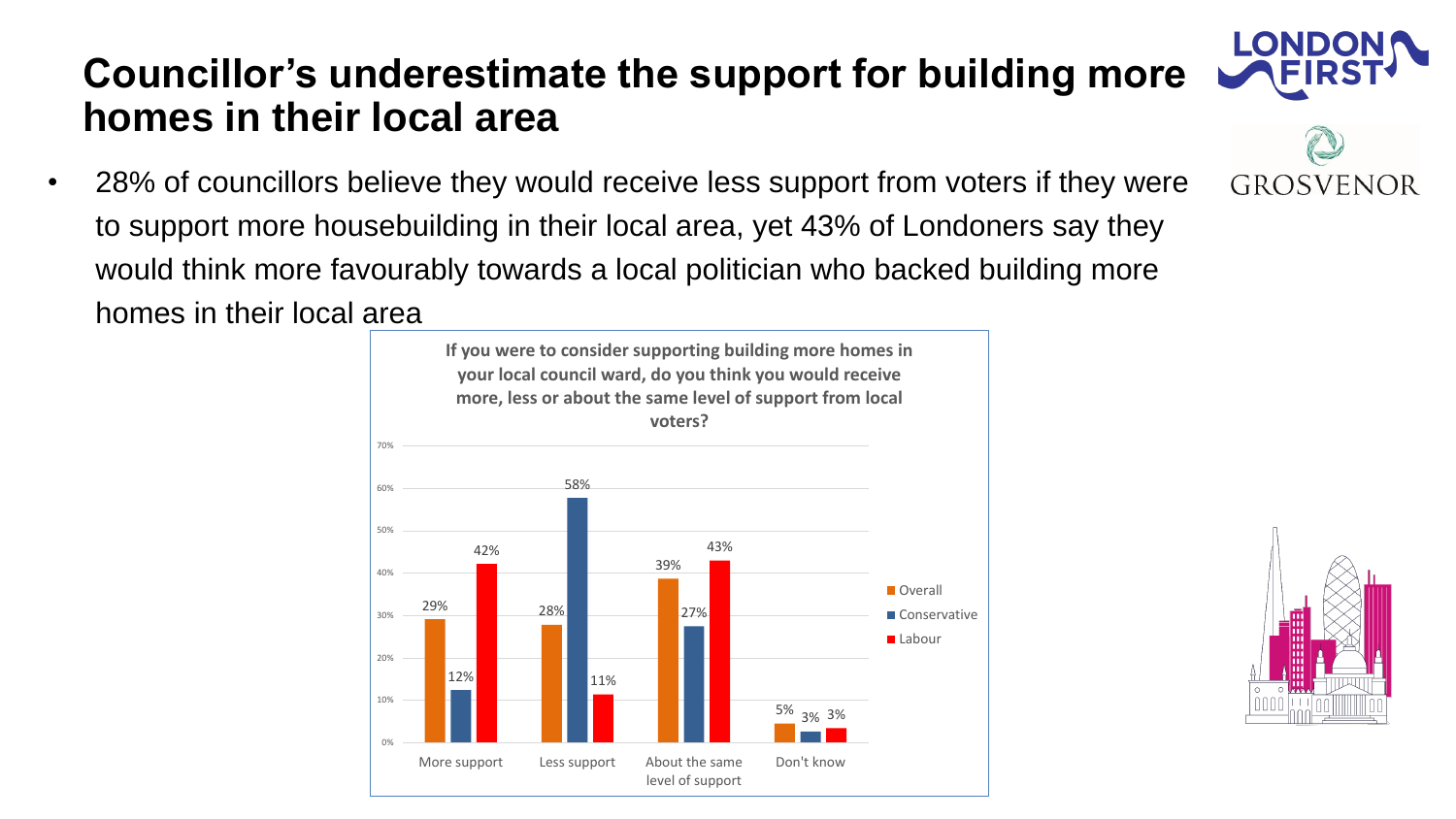# Councillor's underestimate the support for building more homes in their local area

- 28% of councillors believe they would receive less support from voters if they were to support more housebuilding in their local area, yet 43% of Londoners say they would think more favourably towards a local politician who backed building more homes in their local area

**If you were to consider supporting building more homes in your local council ward, do you think you would receive more, less or about the same level of support from local voters?**

| | Overall | Conservative | Labour |
|---|---|---|---|
| More support | 29% | 12% | 42% |
| Less support | 28% | 58% | 11% |
| About the same level of support | 39% | 27% | 43% |
| Don't know | 5% | 3% | 3% |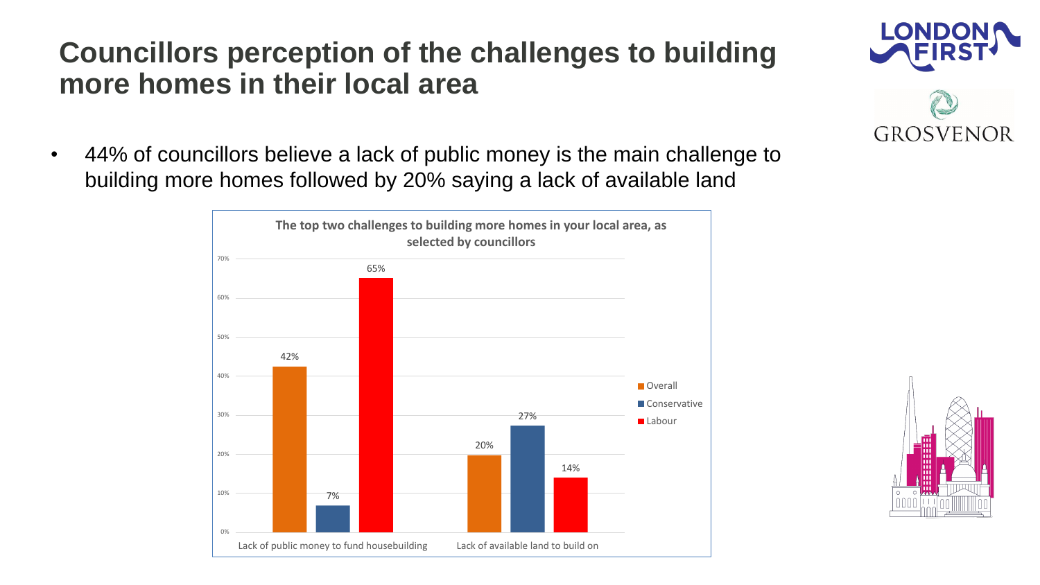# Councillors perception of the challenges to building more homes in their local area

- 44% of councillors believe a lack of public money is the main challenge to building more homes followed by 20% saying a lack of available land

**The top two challenges to building more homes in your local area, as selected by councillors**

| | Overall | Conservative | Labour |
|---|---|---|---|
| Lack of public money to fund housebuilding | 42% | 7% | 65% |
| Lack of available land to build on | 20% | 27% | 14% |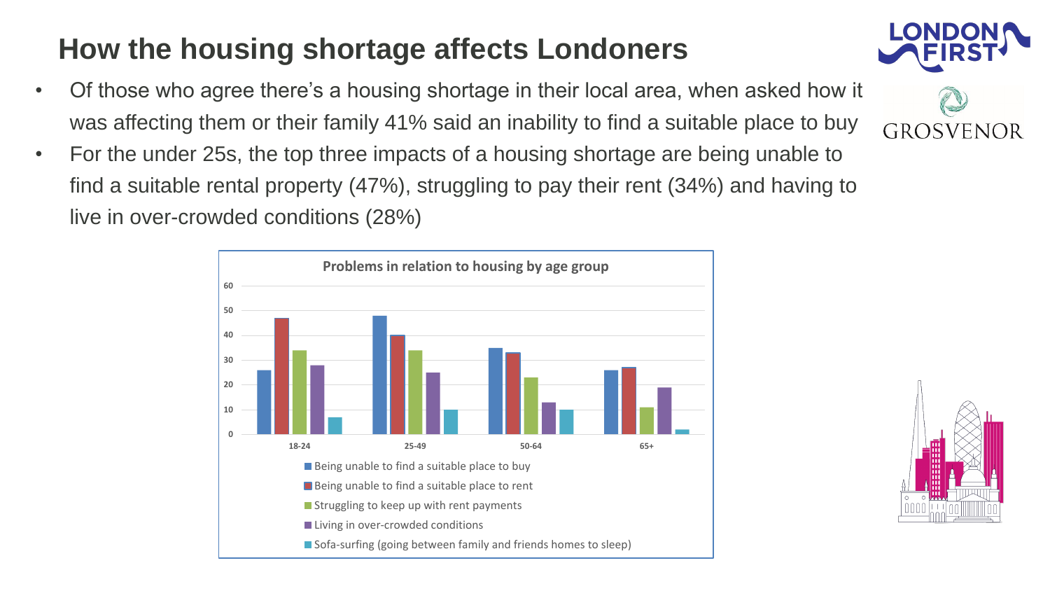# How the housing shortage affects Londoners

- Of those who agree there's a housing shortage in their local area, when asked how it was affecting them or their family 41% said an inability to find a suitable place to buy
- For the under 25s, the top three impacts of a housing shortage are being unable to find a suitable rental property (47%), struggling to pay their rent (34%) and having to live in over-crowded conditions (28%)

**Problems in relation to housing by age group**

| | 18-24 | 25-49 | 50-64 | 65+ |
|---|---|---|---|---|
| Being unable to find a suitable place to buy | 26 | 48 | 35 | 26 |
| Being unable to find a suitable place to rent | 47 | 40 | 33 | 27 |
| Struggling to keep up with rent payments | 34 | 34 | 23 | 11 |
| Living in over-crowded conditions | 28 | 25 | 13 | 19 |
| Sofa-surfing (going between family and friends homes to sleep) | 7 | 10 | 10 | 2 |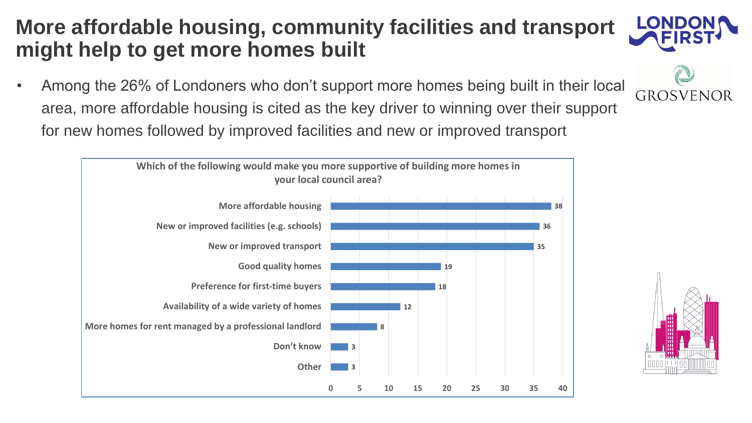# More affordable housing, community facilities and transport might help to get more homes built

- Among the 26% of Londoners who don't support more homes being built in their local area, more affordable housing is cited as the key driver to winning over their support for new homes followed by improved facilities and new or improved transport

**Which of the following would make you more supportive of building more homes in your local council area?**

| Option | % |
| --- | --- |
| More affordable housing | 38 |
| New or improved facilities (e.g. schools) | 36 |
| New or improved transport | 35 |
| Good quality homes | 19 |
| Preference for first-time buyers | 18 |
| Availability of a wide variety of homes | 12 |
| More homes for rent managed by a professional landlord | 8 |
| Don't know | 3 |
| Other | 3 |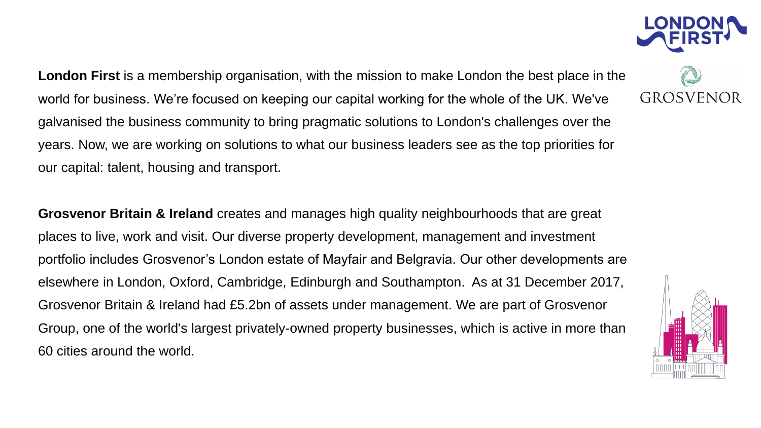**London First** is a membership organisation, with the mission to make London the best place in the world for business. We're focused on keeping our capital working for the whole of the UK. We've galvanised the business community to bring pragmatic solutions to London's challenges over the years. Now, we are working on solutions to what our business leaders see as the top priorities for our capital: talent, housing and transport.

**Grosvenor Britain & Ireland** creates and manages high quality neighbourhoods that are great places to live, work and visit. Our diverse property development, management and investment portfolio includes Grosvenor's London estate of Mayfair and Belgravia. Our other developments are elsewhere in London, Oxford, Cambridge, Edinburgh and Southampton. As at 31 December 2017, Grosvenor Britain & Ireland had £5.2bn of assets under management. We are part of Grosvenor Group, one of the world's largest privately-owned property businesses, which is active in more than 60 cities around the world.